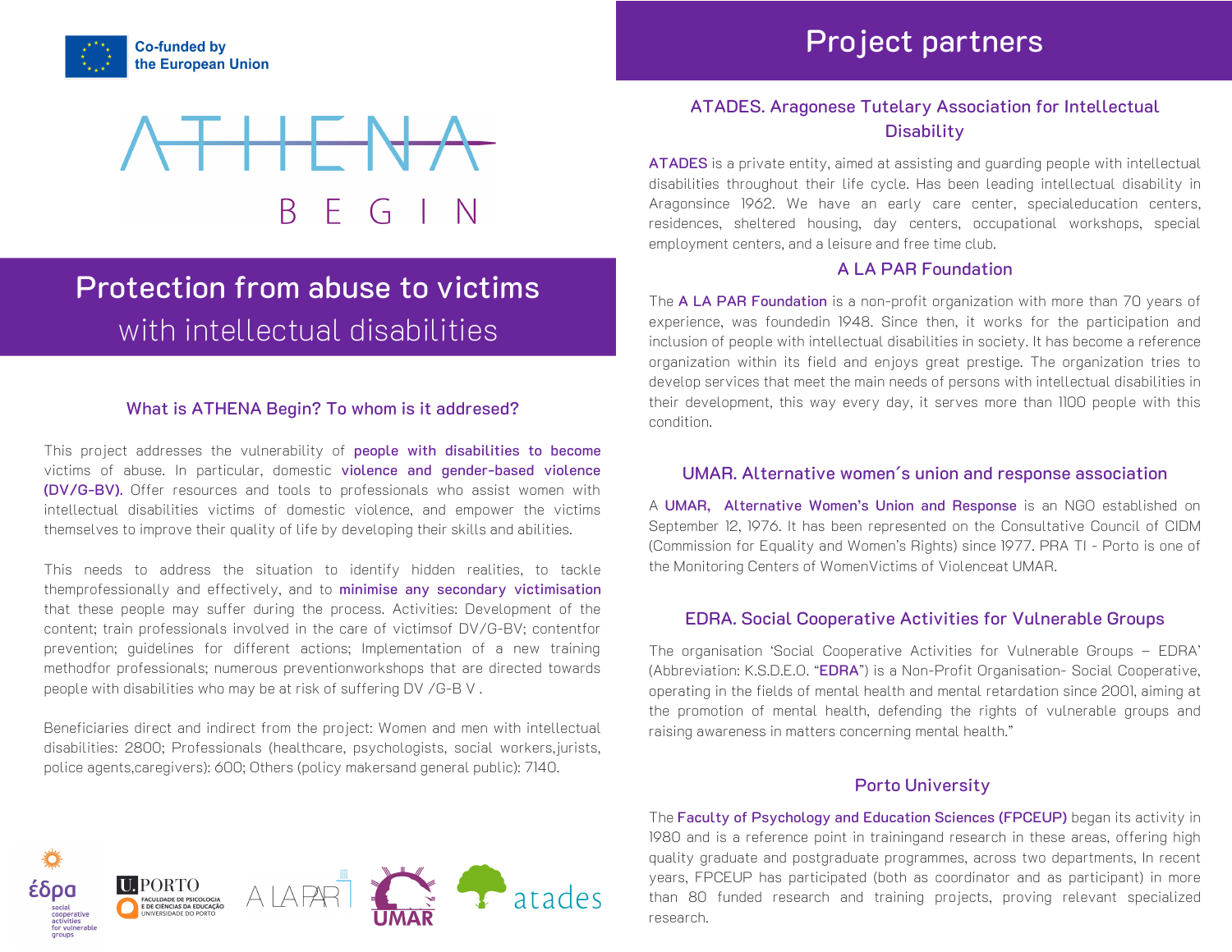Co-funded by the European Union

# ATHENA BEGIN

## Protection from abuse to victims with intellectual disabilities

### What is ATHENA Begin? To whom is it addresed?

This project addresses the vulnerability of **people with disabilities to become** victims of abuse. In particular, domestic **violence and gender-based violence (DV/G-BV).** Offer resources and tools to professionals who assist women with intellectual disabilities victims of domestic violence, and empower the victims themselves to improve their quality of life by developing their skills and abilities.

This needs to address the situation to identify hidden realities, to tackle themprofessionally and effectively, and to **minimise any secondary victimisation** that these people may suffer during the process. Activities: Development of the content; train professionals involved in the care of victimsof DV/G-BV; contentfor prevention; guidelines for different actions; Implementation of a new training methodfor professionals; numerous preventionworkshops that are directed towards people with disabilities who may be at risk of suffering DV /G-B V .

Beneficiaries direct and indirect from the project: Women and men with intellectual disabilities: 2800; Professionals (healthcare, psychologists, social workers,jurists, police agents,caregivers): 600; Others (policy makersand general public): 7140.

## Project partners

### ATADES. Aragonese Tutelary Association for Intellectual Disability

**ATADES** is a private entity, aimed at assisting and guarding people with intellectual disabilities throughout their life cycle. Has been leading intellectual disability in Aragonsince 1962. We have an early care center, specialeducation centers, residences, sheltered housing, day centers, occupational workshops, special employment centers, and a leisure and free time club.

### A LA PAR Foundation

The **A LA PAR Foundation** is a non-profit organization with more than 70 years of experience, was foundedin 1948. Since then, it works for the participation and inclusion of people with intellectual disabilities in society. It has become a reference organization within its field and enjoys great prestige. The organization tries to develop services that meet the main needs of persons with intellectual disabilities in their development, this way every day, it serves more than 1100 people with this condition.

### UMAR. Alternative women´s union and response association

A **UMAR, Alternative Women's Union and Response** is an NGO established on September 12, 1976. It has been represented on the Consultative Council of CIDM (Commission for Equality and Women's Rights) since 1977. PRA TI - Porto is one of the Monitoring Centers of WomenVictims of Violenceat UMAR.

### EDRA. Social Cooperative Activities for Vulnerable Groups

The organisation 'Social Cooperative Activities for Vulnerable Groups – EDRA' (Abbreviation: K.S.D.E.O. "**EDRA**") is a Non-Profit Organisation- Social Cooperative, operating in the fields of mental health and mental retardation since 2001, aiming at the promotion of mental health, defending the rights of vulnerable groups and raising awareness in matters concerning mental health."

### Porto University

The **Faculty of Psychology and Education Sciences (FPCEUP)** began its activity in 1980 and is a reference point in trainingand research in these areas, offering high quality graduate and postgraduate programmes, across two departments, In recent years, FPCEUP has participated (both as coordinator and as participant) in more than 80 funded research and training projects, proving relevant specialized research.

έδρα social cooperative activities for vulnerable groups | U.PORTO FACULDADE DE PSICOLOGIA E DE CIÊNCIAS DA EDUCAÇÃO UNIVERSIDADE DO PORTO | A LA PAR | UMAR | atades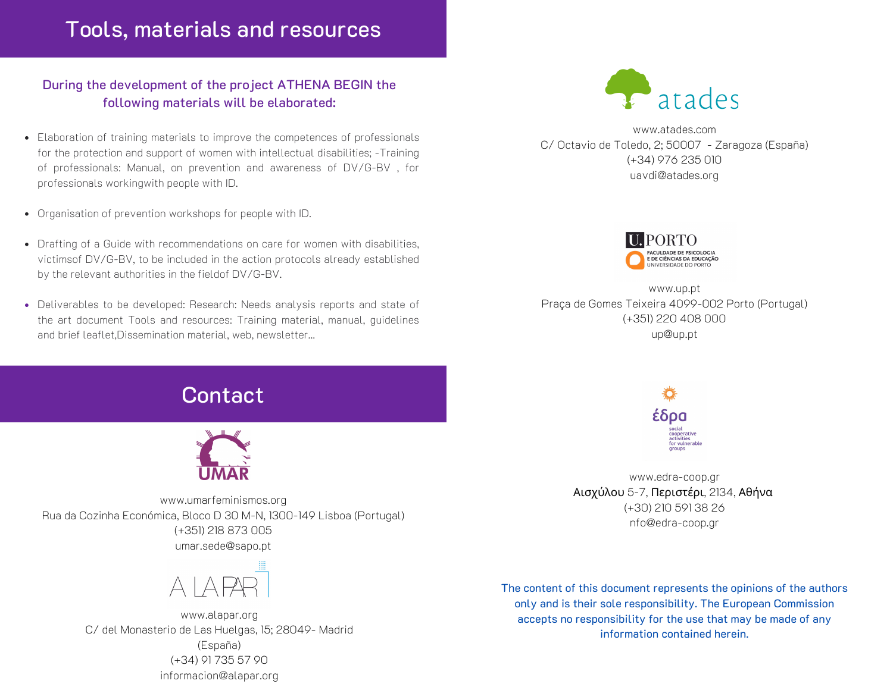# Tools, materials and resources

**During the development of the project ATHENA BEGIN the following materials will be elaborated:**

- Elaboration of training materials to improve the competences of professionals for the protection and support of women with intellectual disabilities; -Training of professionals: Manual, on prevention and awareness of DV/G-BV , for professionals workingwith people with ID.
- Organisation of prevention workshops for people with ID.
- Drafting of a Guide with recommendations on care for women with disabilities, victimsof DV/G-BV, to be included in the action protocols already established by the relevant authorities in the fieldof DV/G-BV.
- Deliverables to be developed: Research: Needs analysis reports and state of the art document Tools and resources: Training material, manual, guidelines and brief leaflet,Dissemination material, web, newsletter...

# Contact

UMAR

www.umarfeminismos.org
Rua da Cozinha Económica, Bloco D 30 M-N, 1300-149 Lisboa (Portugal)
(+351) 218 873 005
umar.sede@sapo.pt

A LA PAR

www.alapar.org
C/ del Monasterio de Las Huelgas, 15; 28049- Madrid (España)
(+34) 91 735 57 90
informacion@alapar.org

atades

www.atades.com
C/ Octavio de Toledo, 2; 50007 - Zaragoza (España)
(+34) 976 235 010
uavdi@atades.org

U.PORTO — FACULDADE DE PSICOLOGIA E DE CIÊNCIAS DA EDUCAÇÃO, UNIVERSIDADE DO PORTO

www.up.pt
Praça de Gomes Teixeira 4099-002 Porto (Portugal)
(+351) 220 408 000
up@up.pt

έδρα — social cooperative activities for vulnerable groups

www.edra-coop.gr
Αισχύλου 5-7, Περιστέρι, 2134, Αθήνα
(+30) 210 591 38 26
nfo@edra-coop.gr

The content of this document represents the opinions of the authors only and is their sole responsibility. The European Commission accepts no responsibility for the use that may be made of any information contained herein.